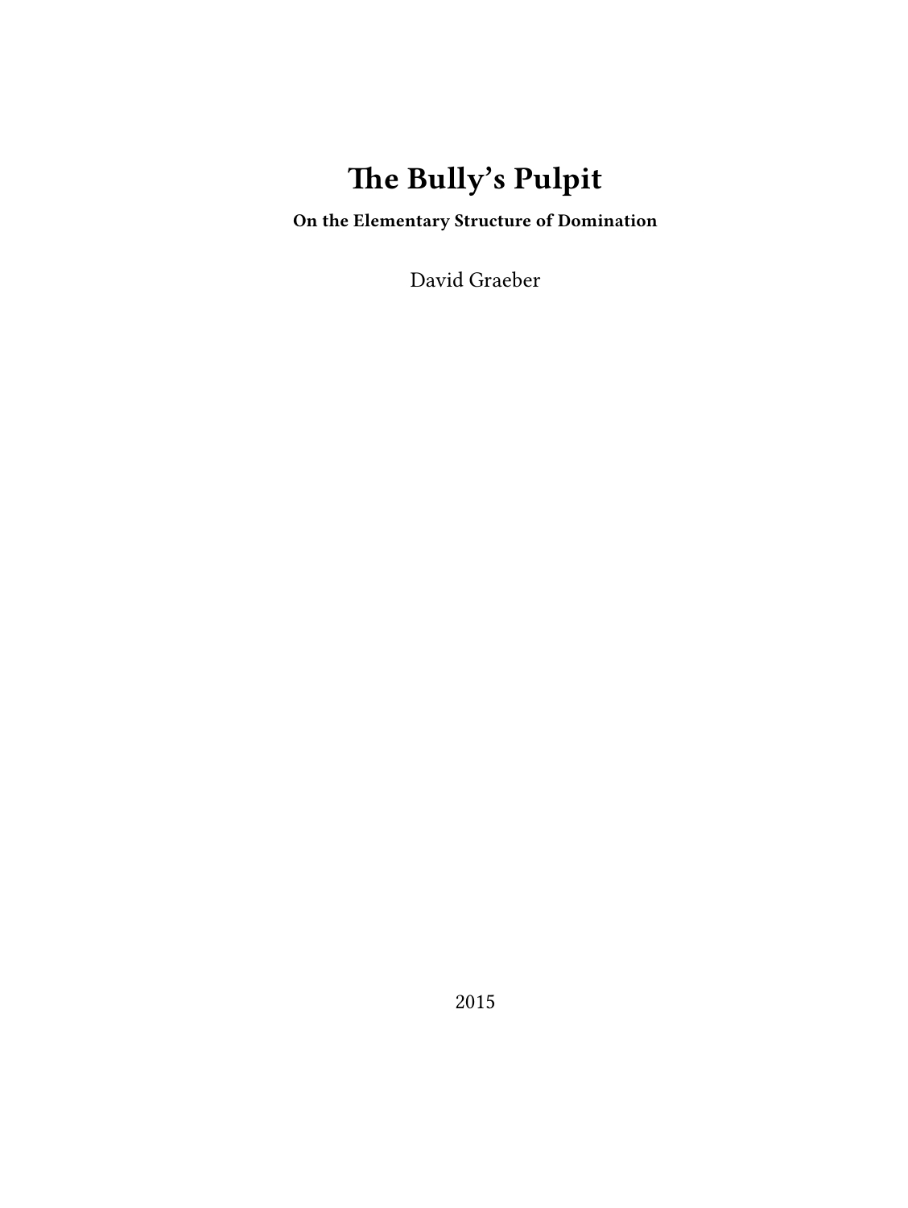# The Bully's Pulpit

**On the Elementary Structure of Domination**

David Graeber

2015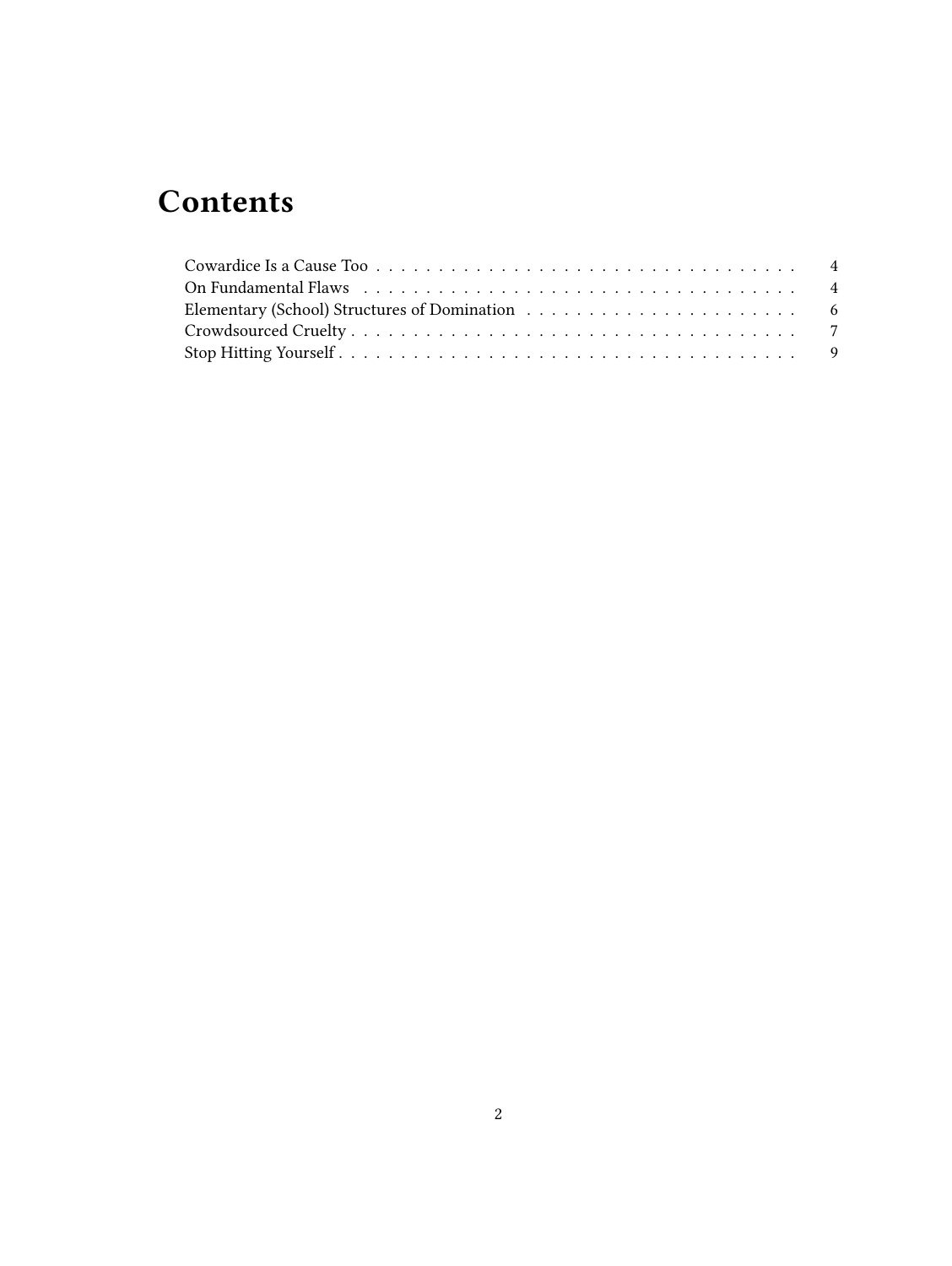# Contents

- Cowardice Is a Cause Too . . . . . . . . . . 4
- On Fundamental Flaws . . . . . . . . . . 4
- Elementary (School) Structures of Domination . . . . . . . . . . 6
- Crowdsourced Cruelty . . . . . . . . . . 7
- Stop Hitting Yourself . . . . . . . . . . 9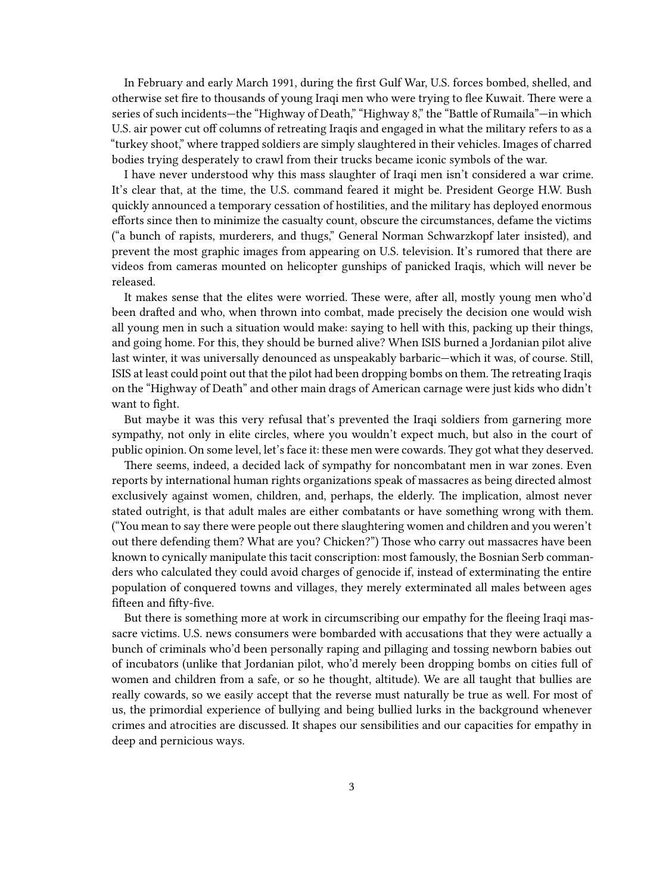In February and early March 1991, during the first Gulf War, U.S. forces bombed, shelled, and otherwise set fire to thousands of young Iraqi men who were trying to flee Kuwait. There were a series of such incidents—the "Highway of Death," "Highway 8," the "Battle of Rumaila"—in which U.S. air power cut off columns of retreating Iraqis and engaged in what the military refers to as a "turkey shoot," where trapped soldiers are simply slaughtered in their vehicles. Images of charred bodies trying desperately to crawl from their trucks became iconic symbols of the war.

I have never understood why this mass slaughter of Iraqi men isn't considered a war crime. It's clear that, at the time, the U.S. command feared it might be. President George H.W. Bush quickly announced a temporary cessation of hostilities, and the military has deployed enormous efforts since then to minimize the casualty count, obscure the circumstances, defame the victims ("a bunch of rapists, murderers, and thugs," General Norman Schwarzkopf later insisted), and prevent the most graphic images from appearing on U.S. television. It's rumored that there are videos from cameras mounted on helicopter gunships of panicked Iraqis, which will never be released.

It makes sense that the elites were worried. These were, after all, mostly young men who'd been drafted and who, when thrown into combat, made precisely the decision one would wish all young men in such a situation would make: saying to hell with this, packing up their things, and going home. For this, they should be burned alive? When ISIS burned a Jordanian pilot alive last winter, it was universally denounced as unspeakably barbaric—which it was, of course. Still, ISIS at least could point out that the pilot had been dropping bombs on them. The retreating Iraqis on the "Highway of Death" and other main drags of American carnage were just kids who didn't want to fight.

But maybe it was this very refusal that's prevented the Iraqi soldiers from garnering more sympathy, not only in elite circles, where you wouldn't expect much, but also in the court of public opinion. On some level, let's face it: these men were cowards. They got what they deserved.

There seems, indeed, a decided lack of sympathy for noncombatant men in war zones. Even reports by international human rights organizations speak of massacres as being directed almost exclusively against women, children, and, perhaps, the elderly. The implication, almost never stated outright, is that adult males are either combatants or have something wrong with them. ("You mean to say there were people out there slaughtering women and children and you weren't out there defending them? What are you? Chicken?") Those who carry out massacres have been known to cynically manipulate this tacit conscription: most famously, the Bosnian Serb commanders who calculated they could avoid charges of genocide if, instead of exterminating the entire population of conquered towns and villages, they merely exterminated all males between ages fifteen and fifty-five.

But there is something more at work in circumscribing our empathy for the fleeing Iraqi massacre victims. U.S. news consumers were bombarded with accusations that they were actually a bunch of criminals who'd been personally raping and pillaging and tossing newborn babies out of incubators (unlike that Jordanian pilot, who'd merely been dropping bombs on cities full of women and children from a safe, or so he thought, altitude). We are all taught that bullies are really cowards, so we easily accept that the reverse must naturally be true as well. For most of us, the primordial experience of bullying and being bullied lurks in the background whenever crimes and atrocities are discussed. It shapes our sensibilities and our capacities for empathy in deep and pernicious ways.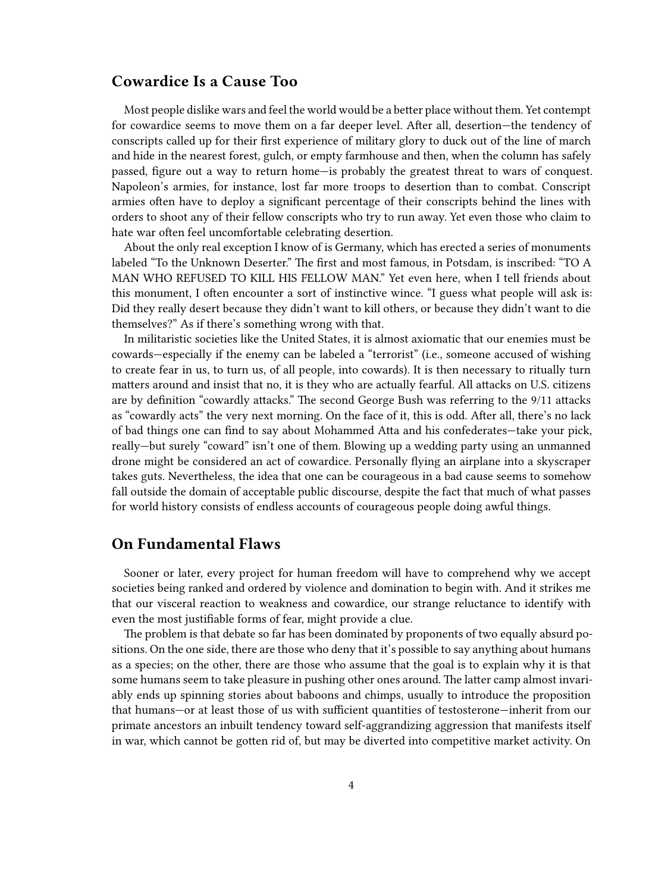## Cowardice Is a Cause Too

Most people dislike wars and feel the world would be a better place without them. Yet contempt for cowardice seems to move them on a far deeper level. After all, desertion—the tendency of conscripts called up for their first experience of military glory to duck out of the line of march and hide in the nearest forest, gulch, or empty farmhouse and then, when the column has safely passed, figure out a way to return home—is probably the greatest threat to wars of conquest. Napoleon's armies, for instance, lost far more troops to desertion than to combat. Conscript armies often have to deploy a significant percentage of their conscripts behind the lines with orders to shoot any of their fellow conscripts who try to run away. Yet even those who claim to hate war often feel uncomfortable celebrating desertion.

About the only real exception I know of is Germany, which has erected a series of monuments labeled "To the Unknown Deserter." The first and most famous, in Potsdam, is inscribed: "TO A MAN WHO REFUSED TO KILL HIS FELLOW MAN." Yet even here, when I tell friends about this monument, I often encounter a sort of instinctive wince. "I guess what people will ask is: Did they really desert because they didn't want to kill others, or because they didn't want to die themselves?" As if there's something wrong with that.

In militaristic societies like the United States, it is almost axiomatic that our enemies must be cowards—especially if the enemy can be labeled a "terrorist" (i.e., someone accused of wishing to create fear in us, to turn us, of all people, into cowards). It is then necessary to ritually turn matters around and insist that no, it is they who are actually fearful. All attacks on U.S. citizens are by definition "cowardly attacks." The second George Bush was referring to the 9/11 attacks as "cowardly acts" the very next morning. On the face of it, this is odd. After all, there's no lack of bad things one can find to say about Mohammed Atta and his confederates—take your pick, really—but surely "coward" isn't one of them. Blowing up a wedding party using an unmanned drone might be considered an act of cowardice. Personally flying an airplane into a skyscraper takes guts. Nevertheless, the idea that one can be courageous in a bad cause seems to somehow fall outside the domain of acceptable public discourse, despite the fact that much of what passes for world history consists of endless accounts of courageous people doing awful things.

## On Fundamental Flaws

Sooner or later, every project for human freedom will have to comprehend why we accept societies being ranked and ordered by violence and domination to begin with. And it strikes me that our visceral reaction to weakness and cowardice, our strange reluctance to identify with even the most justifiable forms of fear, might provide a clue.

The problem is that debate so far has been dominated by proponents of two equally absurd positions. On the one side, there are those who deny that it's possible to say anything about humans as a species; on the other, there are those who assume that the goal is to explain why it is that some humans seem to take pleasure in pushing other ones around. The latter camp almost invariably ends up spinning stories about baboons and chimps, usually to introduce the proposition that humans—or at least those of us with sufficient quantities of testosterone—inherit from our primate ancestors an inbuilt tendency toward self-aggrandizing aggression that manifests itself in war, which cannot be gotten rid of, but may be diverted into competitive market activity. On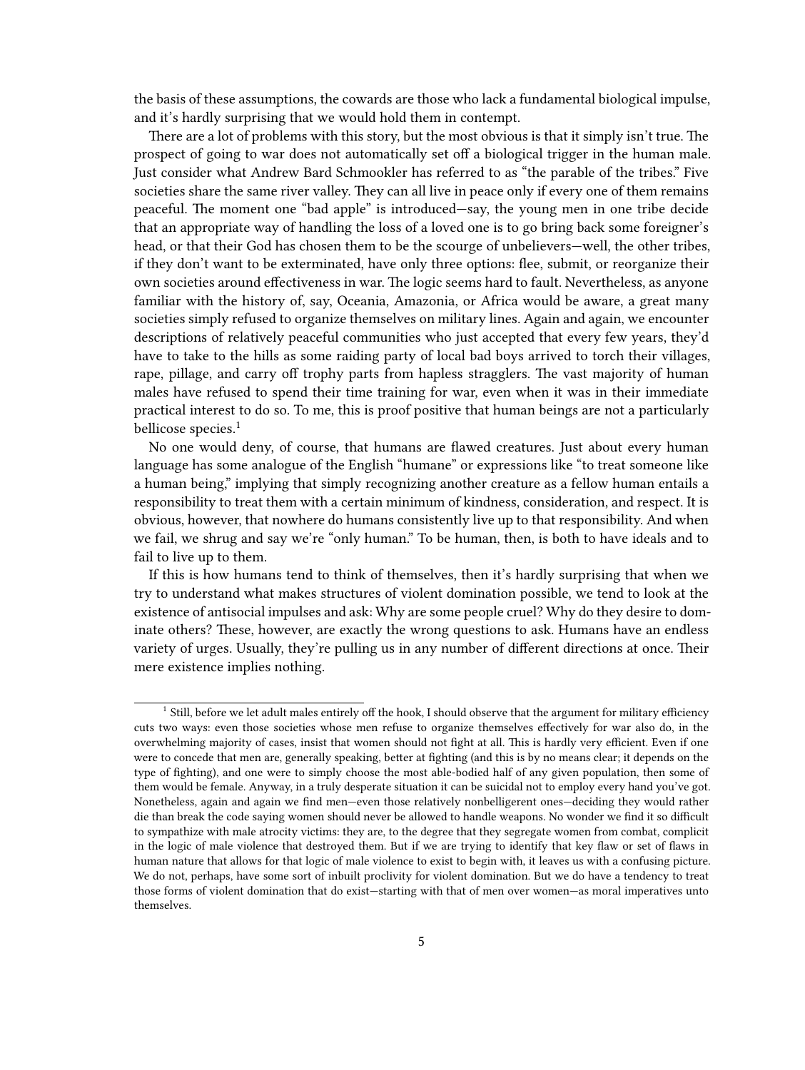the basis of these assumptions, the cowards are those who lack a fundamental biological impulse, and it's hardly surprising that we would hold them in contempt.

There are a lot of problems with this story, but the most obvious is that it simply isn't true. The prospect of going to war does not automatically set off a biological trigger in the human male. Just consider what Andrew Bard Schmookler has referred to as "the parable of the tribes." Five societies share the same river valley. They can all live in peace only if every one of them remains peaceful. The moment one "bad apple" is introduced—say, the young men in one tribe decide that an appropriate way of handling the loss of a loved one is to go bring back some foreigner's head, or that their God has chosen them to be the scourge of unbelievers—well, the other tribes, if they don't want to be exterminated, have only three options: flee, submit, or reorganize their own societies around effectiveness in war. The logic seems hard to fault. Nevertheless, as anyone familiar with the history of, say, Oceania, Amazonia, or Africa would be aware, a great many societies simply refused to organize themselves on military lines. Again and again, we encounter descriptions of relatively peaceful communities who just accepted that every few years, they'd have to take to the hills as some raiding party of local bad boys arrived to torch their villages, rape, pillage, and carry off trophy parts from hapless stragglers. The vast majority of human males have refused to spend their time training for war, even when it was in their immediate practical interest to do so. To me, this is proof positive that human beings are not a particularly bellicose species.[1]

No one would deny, of course, that humans are flawed creatures. Just about every human language has some analogue of the English "humane" or expressions like "to treat someone like a human being," implying that simply recognizing another creature as a fellow human entails a responsibility to treat them with a certain minimum of kindness, consideration, and respect. It is obvious, however, that nowhere do humans consistently live up to that responsibility. And when we fail, we shrug and say we're "only human." To be human, then, is both to have ideals and to fail to live up to them.

If this is how humans tend to think of themselves, then it's hardly surprising that when we try to understand what makes structures of violent domination possible, we tend to look at the existence of antisocial impulses and ask: Why are some people cruel? Why do they desire to dominate others? These, however, are exactly the wrong questions to ask. Humans have an endless variety of urges. Usually, they're pulling us in any number of different directions at once. Their mere existence implies nothing.

---

[1] Still, before we let adult males entirely off the hook, I should observe that the argument for military efficiency cuts two ways: even those societies whose men refuse to organize themselves effectively for war also do, in the overwhelming majority of cases, insist that women should not fight at all. This is hardly very efficient. Even if one were to concede that men are, generally speaking, better at fighting (and this is by no means clear; it depends on the type of fighting), and one were to simply choose the most able-bodied half of any given population, then some of them would be female. Anyway, in a truly desperate situation it can be suicidal not to employ every hand you've got. Nonetheless, again and again we find men—even those relatively nonbelligerent ones—deciding they would rather die than break the code saying women should never be allowed to handle weapons. No wonder we find it so difficult to sympathize with male atrocity victims: they are, to the degree that they segregate women from combat, complicit in the logic of male violence that destroyed them. But if we are trying to identify that key flaw or set of flaws in human nature that allows for that logic of male violence to exist to begin with, it leaves us with a confusing picture. We do not, perhaps, have some sort of inbuilt proclivity for violent domination. But we do have a tendency to treat those forms of violent domination that do exist—starting with that of men over women—as moral imperatives unto themselves.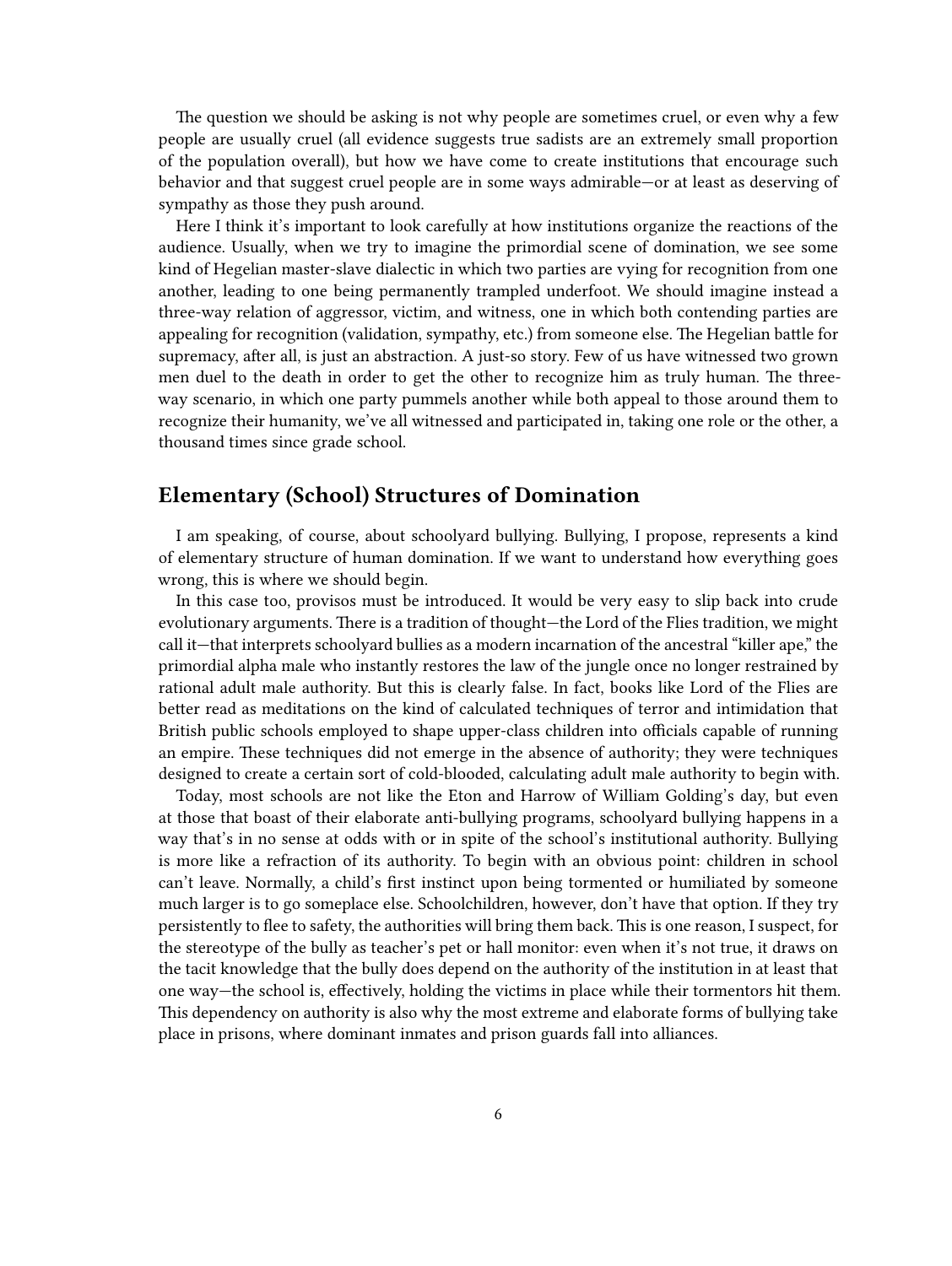The question we should be asking is not why people are sometimes cruel, or even why a few people are usually cruel (all evidence suggests true sadists are an extremely small proportion of the population overall), but how we have come to create institutions that encourage such behavior and that suggest cruel people are in some ways admirable—or at least as deserving of sympathy as those they push around.

Here I think it's important to look carefully at how institutions organize the reactions of the audience. Usually, when we try to imagine the primordial scene of domination, we see some kind of Hegelian master-slave dialectic in which two parties are vying for recognition from one another, leading to one being permanently trampled underfoot. We should imagine instead a three-way relation of aggressor, victim, and witness, one in which both contending parties are appealing for recognition (validation, sympathy, etc.) from someone else. The Hegelian battle for supremacy, after all, is just an abstraction. A just-so story. Few of us have witnessed two grown men duel to the death in order to get the other to recognize him as truly human. The three-way scenario, in which one party pummels another while both appeal to those around them to recognize their humanity, we've all witnessed and participated in, taking one role or the other, a thousand times since grade school.

## Elementary (School) Structures of Domination

I am speaking, of course, about schoolyard bullying. Bullying, I propose, represents a kind of elementary structure of human domination. If we want to understand how everything goes wrong, this is where we should begin.

In this case too, provisos must be introduced. It would be very easy to slip back into crude evolutionary arguments. There is a tradition of thought—the Lord of the Flies tradition, we might call it—that interprets schoolyard bullies as a modern incarnation of the ancestral "killer ape," the primordial alpha male who instantly restores the law of the jungle once no longer restrained by rational adult male authority. But this is clearly false. In fact, books like Lord of the Flies are better read as meditations on the kind of calculated techniques of terror and intimidation that British public schools employed to shape upper-class children into officials capable of running an empire. These techniques did not emerge in the absence of authority; they were techniques designed to create a certain sort of cold-blooded, calculating adult male authority to begin with.

Today, most schools are not like the Eton and Harrow of William Golding's day, but even at those that boast of their elaborate anti-bullying programs, schoolyard bullying happens in a way that's in no sense at odds with or in spite of the school's institutional authority. Bullying is more like a refraction of its authority. To begin with an obvious point: children in school can't leave. Normally, a child's first instinct upon being tormented or humiliated by someone much larger is to go someplace else. Schoolchildren, however, don't have that option. If they try persistently to flee to safety, the authorities will bring them back. This is one reason, I suspect, for the stereotype of the bully as teacher's pet or hall monitor: even when it's not true, it draws on the tacit knowledge that the bully does depend on the authority of the institution in at least that one way—the school is, effectively, holding the victims in place while their tormentors hit them. This dependency on authority is also why the most extreme and elaborate forms of bullying take place in prisons, where dominant inmates and prison guards fall into alliances.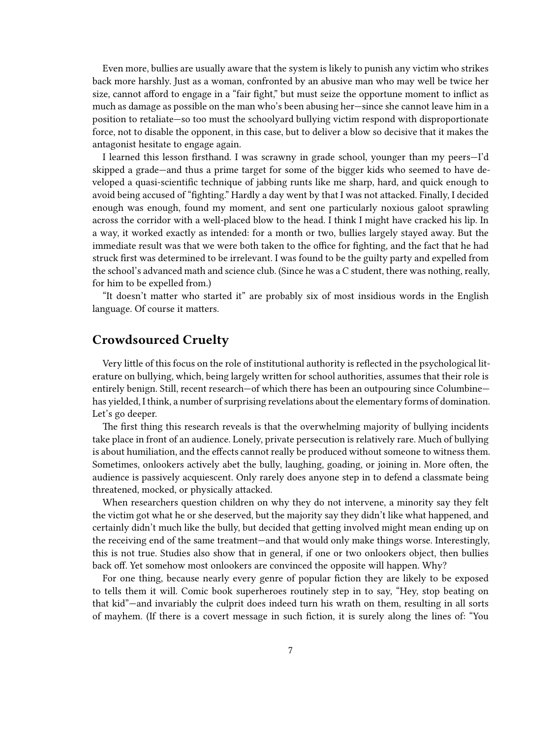Even more, bullies are usually aware that the system is likely to punish any victim who strikes back more harshly. Just as a woman, confronted by an abusive man who may well be twice her size, cannot afford to engage in a "fair fight," but must seize the opportune moment to inflict as much as damage as possible on the man who's been abusing her—since she cannot leave him in a position to retaliate—so too must the schoolyard bullying victim respond with disproportionate force, not to disable the opponent, in this case, but to deliver a blow so decisive that it makes the antagonist hesitate to engage again.

I learned this lesson firsthand. I was scrawny in grade school, younger than my peers—I'd skipped a grade—and thus a prime target for some of the bigger kids who seemed to have developed a quasi-scientific technique of jabbing runts like me sharp, hard, and quick enough to avoid being accused of "fighting." Hardly a day went by that I was not attacked. Finally, I decided enough was enough, found my moment, and sent one particularly noxious galoot sprawling across the corridor with a well-placed blow to the head. I think I might have cracked his lip. In a way, it worked exactly as intended: for a month or two, bullies largely stayed away. But the immediate result was that we were both taken to the office for fighting, and the fact that he had struck first was determined to be irrelevant. I was found to be the guilty party and expelled from the school's advanced math and science club. (Since he was a C student, there was nothing, really, for him to be expelled from.)

"It doesn't matter who started it" are probably six of most insidious words in the English language. Of course it matters.

## Crowdsourced Cruelty

Very little of this focus on the role of institutional authority is reflected in the psychological literature on bullying, which, being largely written for school authorities, assumes that their role is entirely benign. Still, recent research—of which there has been an outpouring since Columbine—has yielded, I think, a number of surprising revelations about the elementary forms of domination. Let's go deeper.

The first thing this research reveals is that the overwhelming majority of bullying incidents take place in front of an audience. Lonely, private persecution is relatively rare. Much of bullying is about humiliation, and the effects cannot really be produced without someone to witness them. Sometimes, onlookers actively abet the bully, laughing, goading, or joining in. More often, the audience is passively acquiescent. Only rarely does anyone step in to defend a classmate being threatened, mocked, or physically attacked.

When researchers question children on why they do not intervene, a minority say they felt the victim got what he or she deserved, but the majority say they didn't like what happened, and certainly didn't much like the bully, but decided that getting involved might mean ending up on the receiving end of the same treatment—and that would only make things worse. Interestingly, this is not true. Studies also show that in general, if one or two onlookers object, then bullies back off. Yet somehow most onlookers are convinced the opposite will happen. Why?

For one thing, because nearly every genre of popular fiction they are likely to be exposed to tells them it will. Comic book superheroes routinely step in to say, "Hey, stop beating on that kid"—and invariably the culprit does indeed turn his wrath on them, resulting in all sorts of mayhem. (If there is a covert message in such fiction, it is surely along the lines of: "You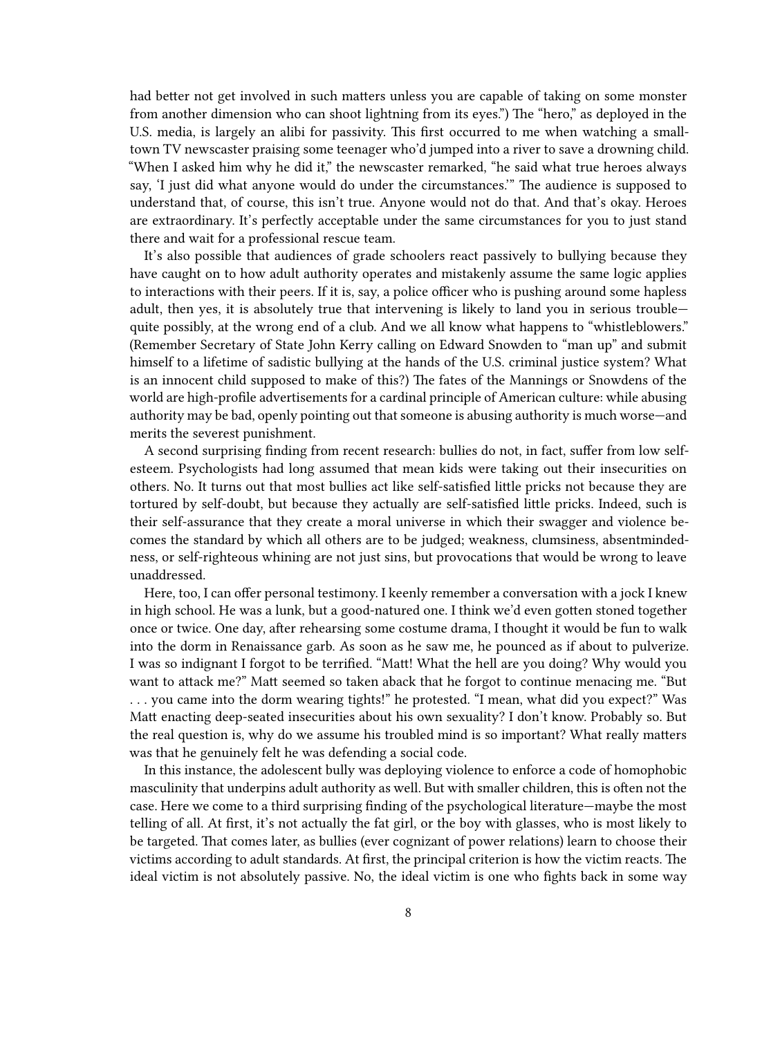had better not get involved in such matters unless you are capable of taking on some monster from another dimension who can shoot lightning from its eyes.") The "hero," as deployed in the U.S. media, is largely an alibi for passivity. This first occurred to me when watching a small-town TV newscaster praising some teenager who'd jumped into a river to save a drowning child. "When I asked him why he did it," the newscaster remarked, "he said what true heroes always say, 'I just did what anyone would do under the circumstances.'" The audience is supposed to understand that, of course, this isn't true. Anyone would not do that. And that's okay. Heroes are extraordinary. It's perfectly acceptable under the same circumstances for you to just stand there and wait for a professional rescue team.

It's also possible that audiences of grade schoolers react passively to bullying because they have caught on to how adult authority operates and mistakenly assume the same logic applies to interactions with their peers. If it is, say, a police officer who is pushing around some hapless adult, then yes, it is absolutely true that intervening is likely to land you in serious trouble—quite possibly, at the wrong end of a club. And we all know what happens to "whistleblowers." (Remember Secretary of State John Kerry calling on Edward Snowden to "man up" and submit himself to a lifetime of sadistic bullying at the hands of the U.S. criminal justice system? What is an innocent child supposed to make of this?) The fates of the Mannings or Snowdens of the world are high-profile advertisements for a cardinal principle of American culture: while abusing authority may be bad, openly pointing out that someone is abusing authority is much worse—and merits the severest punishment.

A second surprising finding from recent research: bullies do not, in fact, suffer from low self-esteem. Psychologists had long assumed that mean kids were taking out their insecurities on others. No. It turns out that most bullies act like self-satisfied little pricks not because they are tortured by self-doubt, but because they actually are self-satisfied little pricks. Indeed, such is their self-assurance that they create a moral universe in which their swagger and violence becomes the standard by which all others are to be judged; weakness, clumsiness, absentmindedness, or self-righteous whining are not just sins, but provocations that would be wrong to leave unaddressed.

Here, too, I can offer personal testimony. I keenly remember a conversation with a jock I knew in high school. He was a lunk, but a good-natured one. I think we'd even gotten stoned together once or twice. One day, after rehearsing some costume drama, I thought it would be fun to walk into the dorm in Renaissance garb. As soon as he saw me, he pounced as if about to pulverize. I was so indignant I forgot to be terrified. "Matt! What the hell are you doing? Why would you want to attack me?" Matt seemed so taken aback that he forgot to continue menacing me. "But . . . you came into the dorm wearing tights!" he protested. "I mean, what did you expect?" Was Matt enacting deep-seated insecurities about his own sexuality? I don't know. Probably so. But the real question is, why do we assume his troubled mind is so important? What really matters was that he genuinely felt he was defending a social code.

In this instance, the adolescent bully was deploying violence to enforce a code of homophobic masculinity that underpins adult authority as well. But with smaller children, this is often not the case. Here we come to a third surprising finding of the psychological literature—maybe the most telling of all. At first, it's not actually the fat girl, or the boy with glasses, who is most likely to be targeted. That comes later, as bullies (ever cognizant of power relations) learn to choose their victims according to adult standards. At first, the principal criterion is how the victim reacts. The ideal victim is not absolutely passive. No, the ideal victim is one who fights back in some way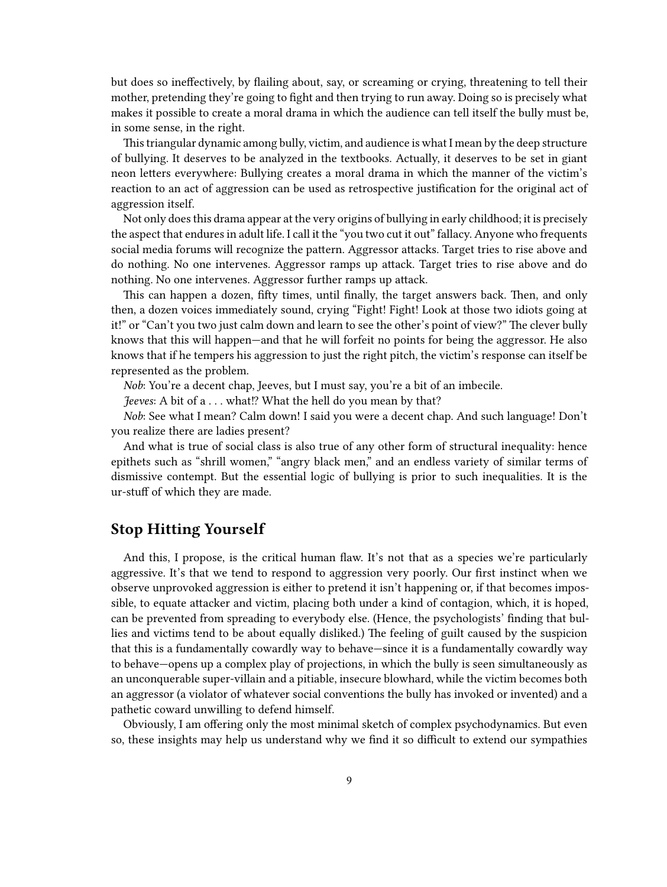but does so ineffectively, by flailing about, say, or screaming or crying, threatening to tell their mother, pretending they're going to fight and then trying to run away. Doing so is precisely what makes it possible to create a moral drama in which the audience can tell itself the bully must be, in some sense, in the right.

This triangular dynamic among bully, victim, and audience is what I mean by the deep structure of bullying. It deserves to be analyzed in the textbooks. Actually, it deserves to be set in giant neon letters everywhere: Bullying creates a moral drama in which the manner of the victim's reaction to an act of aggression can be used as retrospective justification for the original act of aggression itself.

Not only does this drama appear at the very origins of bullying in early childhood; it is precisely the aspect that endures in adult life. I call it the "you two cut it out" fallacy. Anyone who frequents social media forums will recognize the pattern. Aggressor attacks. Target tries to rise above and do nothing. No one intervenes. Aggressor ramps up attack. Target tries to rise above and do nothing. No one intervenes. Aggressor further ramps up attack.

This can happen a dozen, fifty times, until finally, the target answers back. Then, and only then, a dozen voices immediately sound, crying "Fight! Fight! Look at those two idiots going at it!" or "Can't you two just calm down and learn to see the other's point of view?" The clever bully knows that this will happen—and that he will forfeit no points for being the aggressor. He also knows that if he tempers his aggression to just the right pitch, the victim's response can itself be represented as the problem.

*Nob*: You're a decent chap, Jeeves, but I must say, you're a bit of an imbecile.

*Jeeves*: A bit of a . . . what!? What the hell do you mean by that?

*Nob*: See what I mean? Calm down! I said you were a decent chap. And such language! Don't you realize there are ladies present?

And what is true of social class is also true of any other form of structural inequality: hence epithets such as "shrill women," "angry black men," and an endless variety of similar terms of dismissive contempt. But the essential logic of bullying is prior to such inequalities. It is the ur-stuff of which they are made.

## Stop Hitting Yourself

And this, I propose, is the critical human flaw. It's not that as a species we're particularly aggressive. It's that we tend to respond to aggression very poorly. Our first instinct when we observe unprovoked aggression is either to pretend it isn't happening or, if that becomes impossible, to equate attacker and victim, placing both under a kind of contagion, which, it is hoped, can be prevented from spreading to everybody else. (Hence, the psychologists' finding that bullies and victims tend to be about equally disliked.) The feeling of guilt caused by the suspicion that this is a fundamentally cowardly way to behave—since it is a fundamentally cowardly way to behave—opens up a complex play of projections, in which the bully is seen simultaneously as an unconquerable super-villain and a pitiable, insecure blowhard, while the victim becomes both an aggressor (a violator of whatever social conventions the bully has invoked or invented) and a pathetic coward unwilling to defend himself.

Obviously, I am offering only the most minimal sketch of complex psychodynamics. But even so, these insights may help us understand why we find it so difficult to extend our sympathies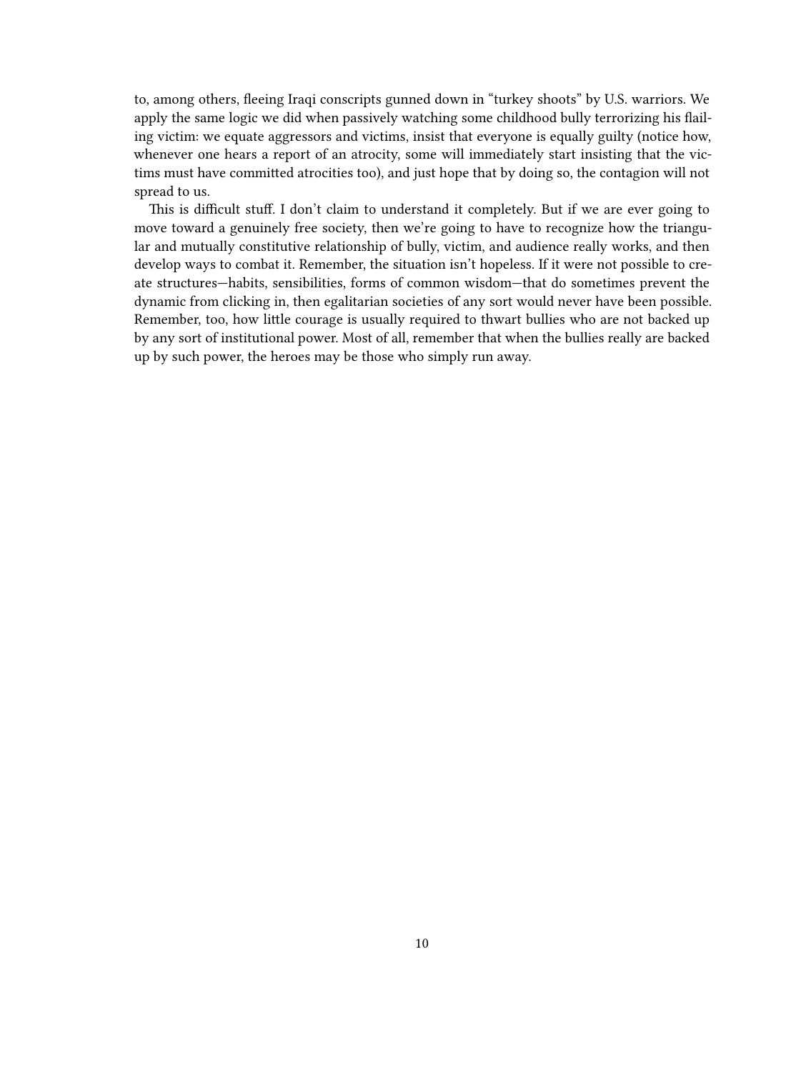to, among others, fleeing Iraqi conscripts gunned down in "turkey shoots" by U.S. warriors. We apply the same logic we did when passively watching some childhood bully terrorizing his flailing victim: we equate aggressors and victims, insist that everyone is equally guilty (notice how, whenever one hears a report of an atrocity, some will immediately start insisting that the victims must have committed atrocities too), and just hope that by doing so, the contagion will not spread to us.

This is difficult stuff. I don't claim to understand it completely. But if we are ever going to move toward a genuinely free society, then we're going to have to recognize how the triangular and mutually constitutive relationship of bully, victim, and audience really works, and then develop ways to combat it. Remember, the situation isn't hopeless. If it were not possible to create structures—habits, sensibilities, forms of common wisdom—that do sometimes prevent the dynamic from clicking in, then egalitarian societies of any sort would never have been possible. Remember, too, how little courage is usually required to thwart bullies who are not backed up by any sort of institutional power. Most of all, remember that when the bullies really are backed up by such power, the heroes may be those who simply run away.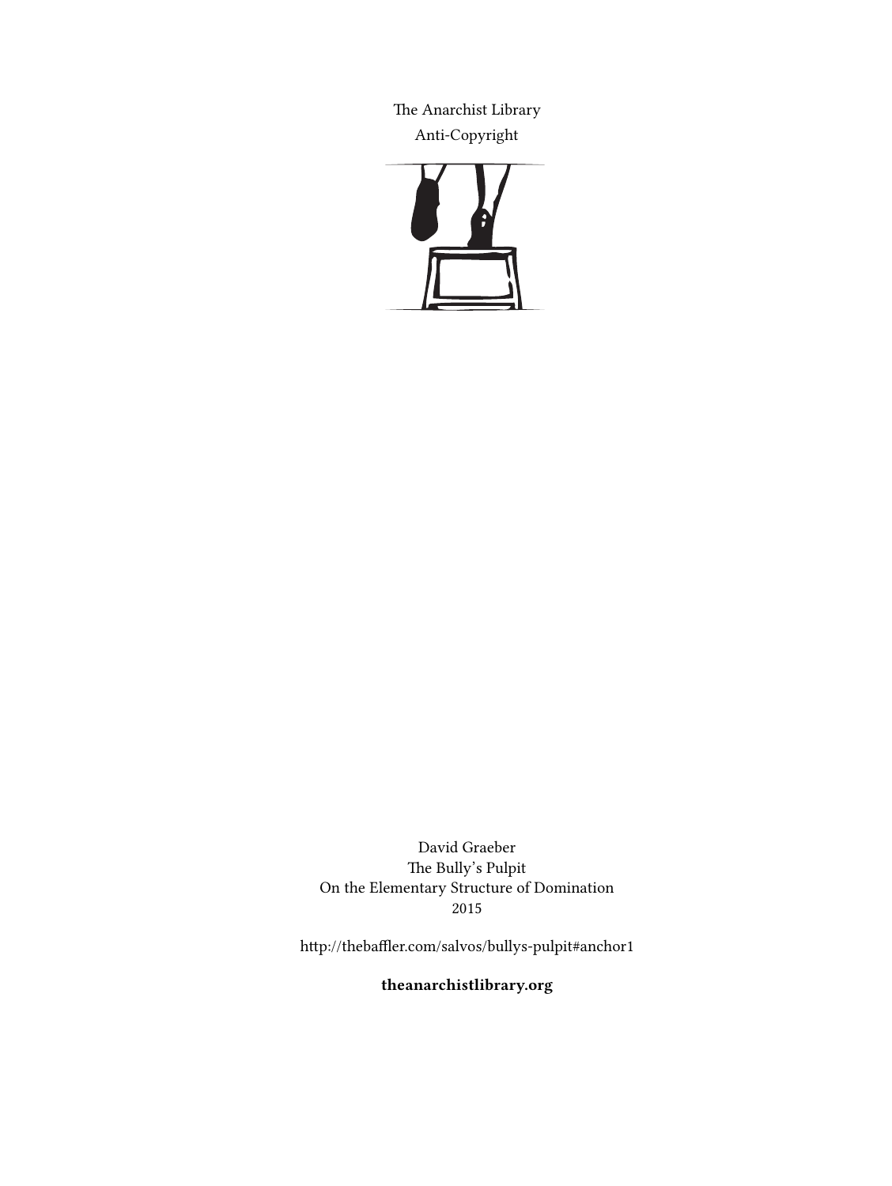The Anarchist Library
Anti-Copyright

David Graeber
The Bully's Pulpit
On the Elementary Structure of Domination
2015

http://thebaffler.com/salvos/bullys-pulpit#anchor1

**theanarchistlibrary.org**